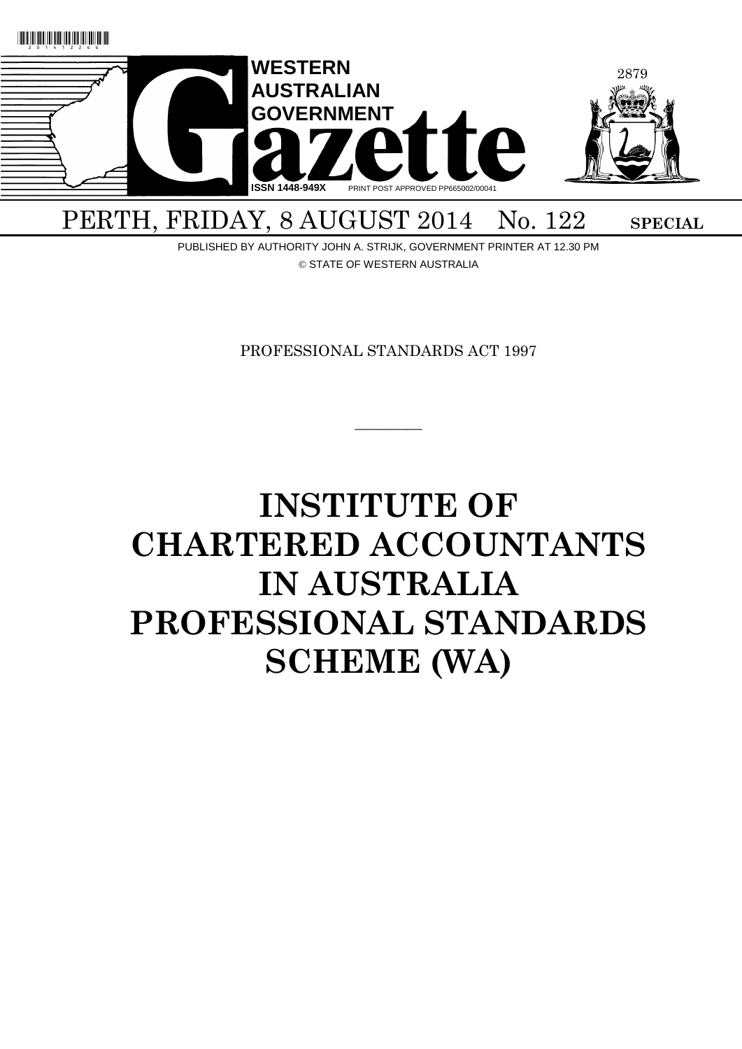# WESTERN AUSTRALIAN GOVERNMENT Gazette

ISSN 1448-949X PRINT POST APPROVED PP665002/00041

PERTH, FRIDAY, 8 AUGUST 2014 No. 122 **SPECIAL**

PUBLISHED BY AUTHORITY JOHN A. STRIJK, GOVERNMENT PRINTER AT 12.30 PM

© STATE OF WESTERN AUSTRALIA

PROFESSIONAL STANDARDS ACT 1997

---

# INSTITUTE OF CHARTERED ACCOUNTANTS IN AUSTRALIA PROFESSIONAL STANDARDS SCHEME (WA)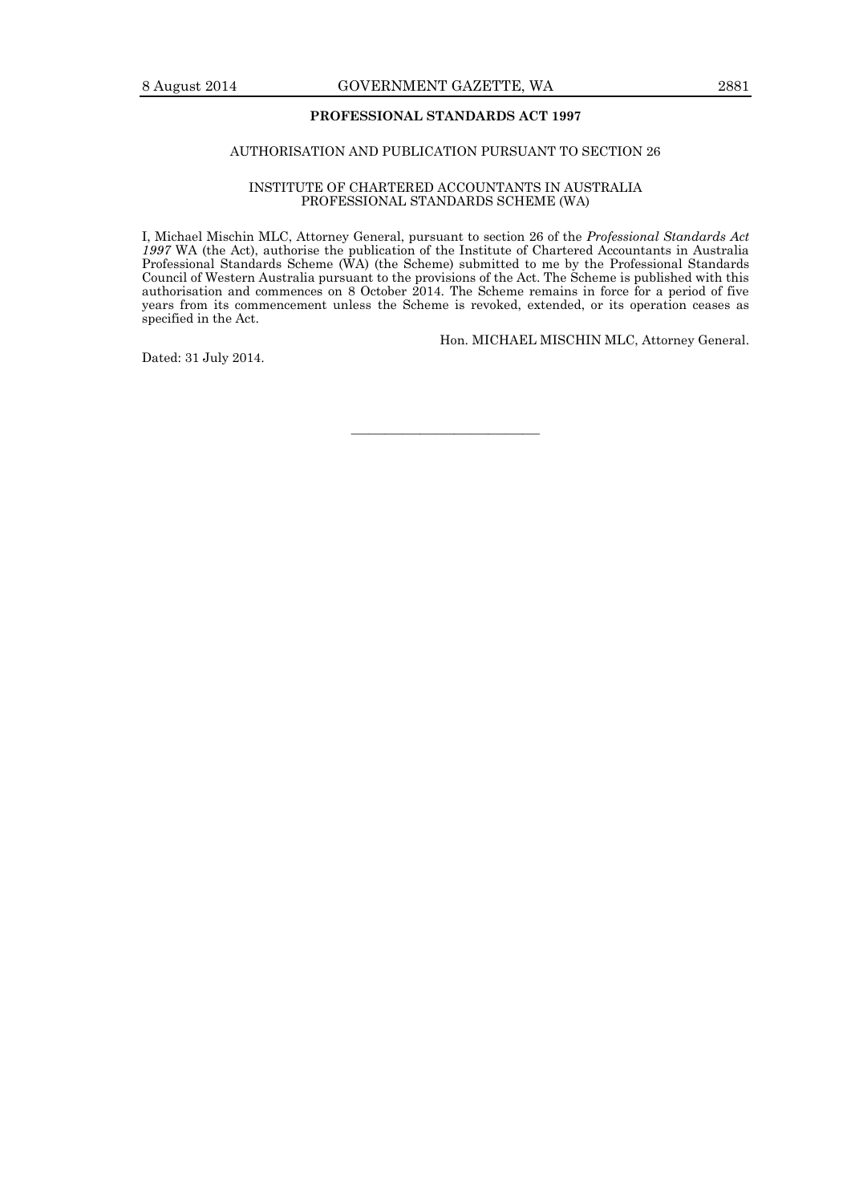## PROFESSIONAL STANDARDS ACT 1997

AUTHORISATION AND PUBLICATION PURSUANT TO SECTION 26

INSTITUTE OF CHARTERED ACCOUNTANTS IN AUSTRALIA
PROFESSIONAL STANDARDS SCHEME (WA)

I, Michael Mischin MLC, Attorney General, pursuant to section 26 of the *Professional Standards Act 1997* WA (the Act), authorise the publication of the Institute of Chartered Accountants in Australia Professional Standards Scheme (WA) (the Scheme) submitted to me by the Professional Standards Council of Western Australia pursuant to the provisions of the Act. The Scheme is published with this authorisation and commences on 8 October 2014. The Scheme remains in force for a period of five years from its commencement unless the Scheme is revoked, extended, or its operation ceases as specified in the Act.

Hon. MICHAEL MISCHIN MLC, Attorney General.

Dated: 31 July 2014.

---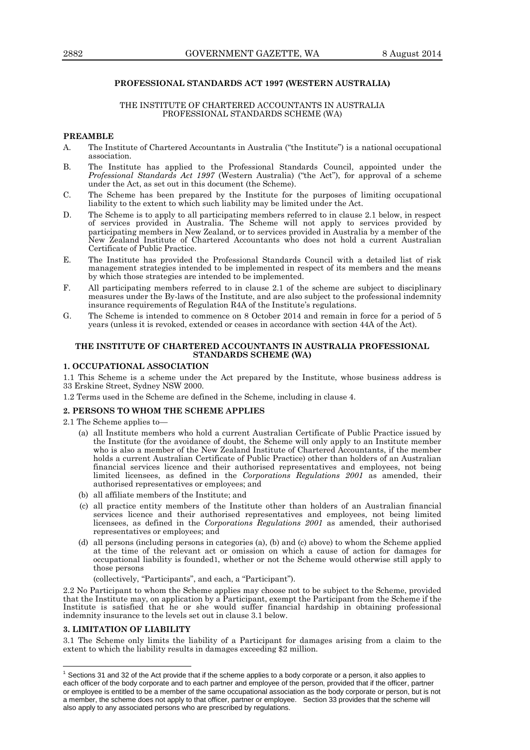## PROFESSIONAL STANDARDS ACT 1997 (WESTERN AUSTRALIA)

THE INSTITUTE OF CHARTERED ACCOUNTANTS IN AUSTRALIA
PROFESSIONAL STANDARDS SCHEME (WA)

### PREAMBLE

A. The Institute of Chartered Accountants in Australia ("the Institute") is a national occupational association.

B. The Institute has applied to the Professional Standards Council, appointed under the *Professional Standards Act 1997* (Western Australia) ("the Act"), for approval of a scheme under the Act, as set out in this document (the Scheme).

C. The Scheme has been prepared by the Institute for the purposes of limiting occupational liability to the extent to which such liability may be limited under the Act.

D. The Scheme is to apply to all participating members referred to in clause 2.1 below, in respect of services provided in Australia. The Scheme will not apply to services provided by participating members in New Zealand, or to services provided in Australia by a member of the New Zealand Institute of Chartered Accountants who does not hold a current Australian Certificate of Public Practice.

E. The Institute has provided the Professional Standards Council with a detailed list of risk management strategies intended to be implemented in respect of its members and the means by which those strategies are intended to be implemented.

F. All participating members referred to in clause 2.1 of the scheme are subject to disciplinary measures under the By-laws of the Institute, and are also subject to the professional indemnity insurance requirements of Regulation R4A of the Institute's regulations.

G. The Scheme is intended to commence on 8 October 2014 and remain in force for a period of 5 years (unless it is revoked, extended or ceases in accordance with section 44A of the Act).

## THE INSTITUTE OF CHARTERED ACCOUNTANTS IN AUSTRALIA PROFESSIONAL STANDARDS SCHEME (WA)

### 1. OCCUPATIONAL ASSOCIATION

1.1 This Scheme is a scheme under the Act prepared by the Institute, whose business address is 33 Erskine Street, Sydney NSW 2000.

1.2 Terms used in the Scheme are defined in the Scheme, including in clause 4.

### 2. PERSONS TO WHOM THE SCHEME APPLIES

2.1 The Scheme applies to—

(a) all Institute members who hold a current Australian Certificate of Public Practice issued by the Institute (for the avoidance of doubt, the Scheme will only apply to an Institute member who is also a member of the New Zealand Institute of Chartered Accountants, if the member holds a current Australian Certificate of Public Practice) other than holders of an Australian financial services licence and their authorised representatives and employees, not being limited licensees, as defined in the *Corporations Regulations 2001* as amended, their authorised representatives or employees; and

(b) all affiliate members of the Institute; and

(c) all practice entity members of the Institute other than holders of an Australian financial services licence and their authorised representatives and employees, not being limited licensees, as defined in the *Corporations Regulations 2001* as amended, their authorised representatives or employees; and

(d) all persons (including persons in categories (a), (b) and (c) above) to whom the Scheme applied at the time of the relevant act or omission on which a cause of action for damages for occupational liability is founded[1], whether or not the Scheme would otherwise still apply to those persons

(collectively, "Participants", and each, a "Participant").

2.2 No Participant to whom the Scheme applies may choose not to be subject to the Scheme, provided that the Institute may, on application by a Participant, exempt the Participant from the Scheme if the Institute is satisfied that he or she would suffer financial hardship in obtaining professional indemnity insurance to the levels set out in clause 3.1 below.

### 3. LIMITATION OF LIABILITY

3.1 The Scheme only limits the liability of a Participant for damages arising from a claim to the extent to which the liability results in damages exceeding \$2 million.

---

[1] Sections 31 and 32 of the Act provide that if the scheme applies to a body corporate or a person, it also applies to each officer of the body corporate and to each partner and employee of the person, provided that if the officer, partner or employee is entitled to be a member of the same occupational association as the body corporate or person, but is not a member, the scheme does not apply to that officer, partner or employee. Section 33 provides that the scheme will also apply to any associated persons who are prescribed by regulations.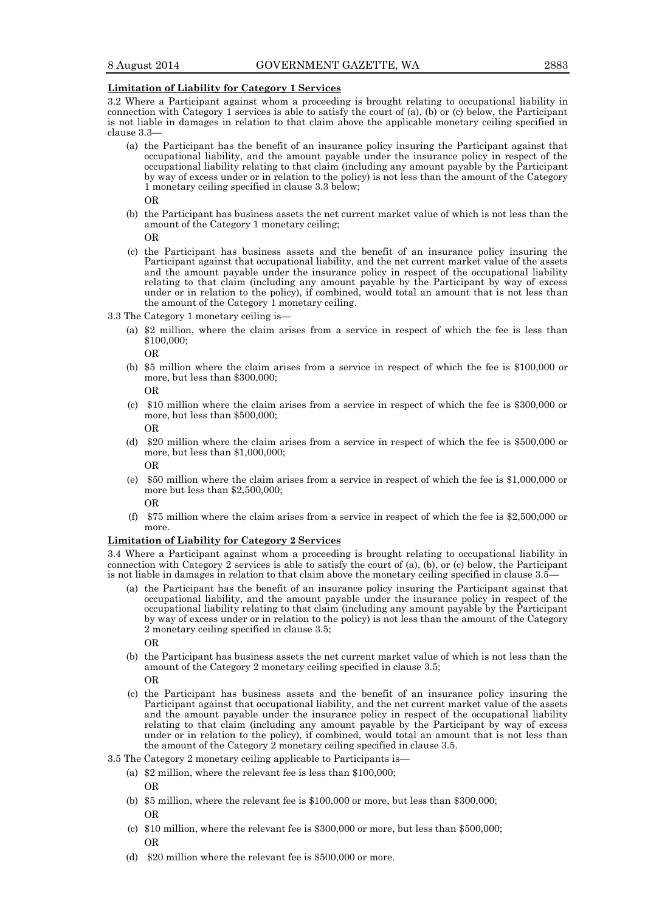**Limitation of Liability for Category 1 Services**

3.2 Where a Participant against whom a proceeding is brought relating to occupational liability in connection with Category 1 services is able to satisfy the court of (a), (b) or (c) below, the Participant is not liable in damages in relation to that claim above the applicable monetary ceiling specified in clause 3.3—

(a) the Participant has the benefit of an insurance policy insuring the Participant against that occupational liability, and the amount payable under the insurance policy in respect of the occupational liability relating to that claim (including any amount payable by the Participant by way of excess under or in relation to the policy) is not less than the amount of the Category 1 monetary ceiling specified in clause 3.3 below;

OR

(b) the Participant has business assets the net current market value of which is not less than the amount of the Category 1 monetary ceiling;

OR

(c) the Participant has business assets and the benefit of an insurance policy insuring the Participant against that occupational liability, and the net current market value of the assets and the amount payable under the insurance policy in respect of the occupational liability relating to that claim (including any amount payable by the Participant by way of excess under or in relation to the policy), if combined, would total an amount that is not less than the amount of the Category 1 monetary ceiling.

3.3 The Category 1 monetary ceiling is—

(a) $2 million, where the claim arises from a service in respect of which the fee is less than $100,000;

OR

(b) $5 million where the claim arises from a service in respect of which the fee is $100,000 or more, but less than $300,000;

OR

(c) $10 million where the claim arises from a service in respect of which the fee is $300,000 or more, but less than $500,000;

OR

(d) $20 million where the claim arises from a service in respect of which the fee is $500,000 or more, but less than $1,000,000;

OR

(e) $50 million where the claim arises from a service in respect of which the fee is $1,000,000 or more but less than $2,500,000;

OR

(f) $75 million where the claim arises from a service in respect of which the fee is $2,500,000 or more.

**Limitation of Liability for Category 2 Services**

3.4 Where a Participant against whom a proceeding is brought relating to occupational liability in connection with Category 2 services is able to satisfy the court of (a), (b), or (c) below, the Participant is not liable in damages in relation to that claim above the monetary ceiling specified in clause 3.5—

(a) the Participant has the benefit of an insurance policy insuring the Participant against that occupational liability, and the amount payable under the insurance policy in respect of the occupational liability relating to that claim (including any amount payable by the Participant by way of excess under or in relation to the policy) is not less than the amount of the Category 2 monetary ceiling specified in clause 3.5;

OR

(b) the Participant has business assets the net current market value of which is not less than the amount of the Category 2 monetary ceiling specified in clause 3.5;

OR

(c) the Participant has business assets and the benefit of an insurance policy insuring the Participant against that occupational liability, and the net current market value of the assets and the amount payable under the insurance policy in respect of the occupational liability relating to that claim (including any amount payable by the Participant by way of excess under or in relation to the policy), if combined, would total an amount that is not less than the amount of the Category 2 monetary ceiling specified in clause 3.5.

3.5 The Category 2 monetary ceiling applicable to Participants is—

(a) $2 million, where the relevant fee is less than $100,000;

OR

(b) $5 million, where the relevant fee is $100,000 or more, but less than $300,000;

OR

(c) $10 million, where the relevant fee is $300,000 or more, but less than $500,000;

OR

(d) $20 million where the relevant fee is $500,000 or more.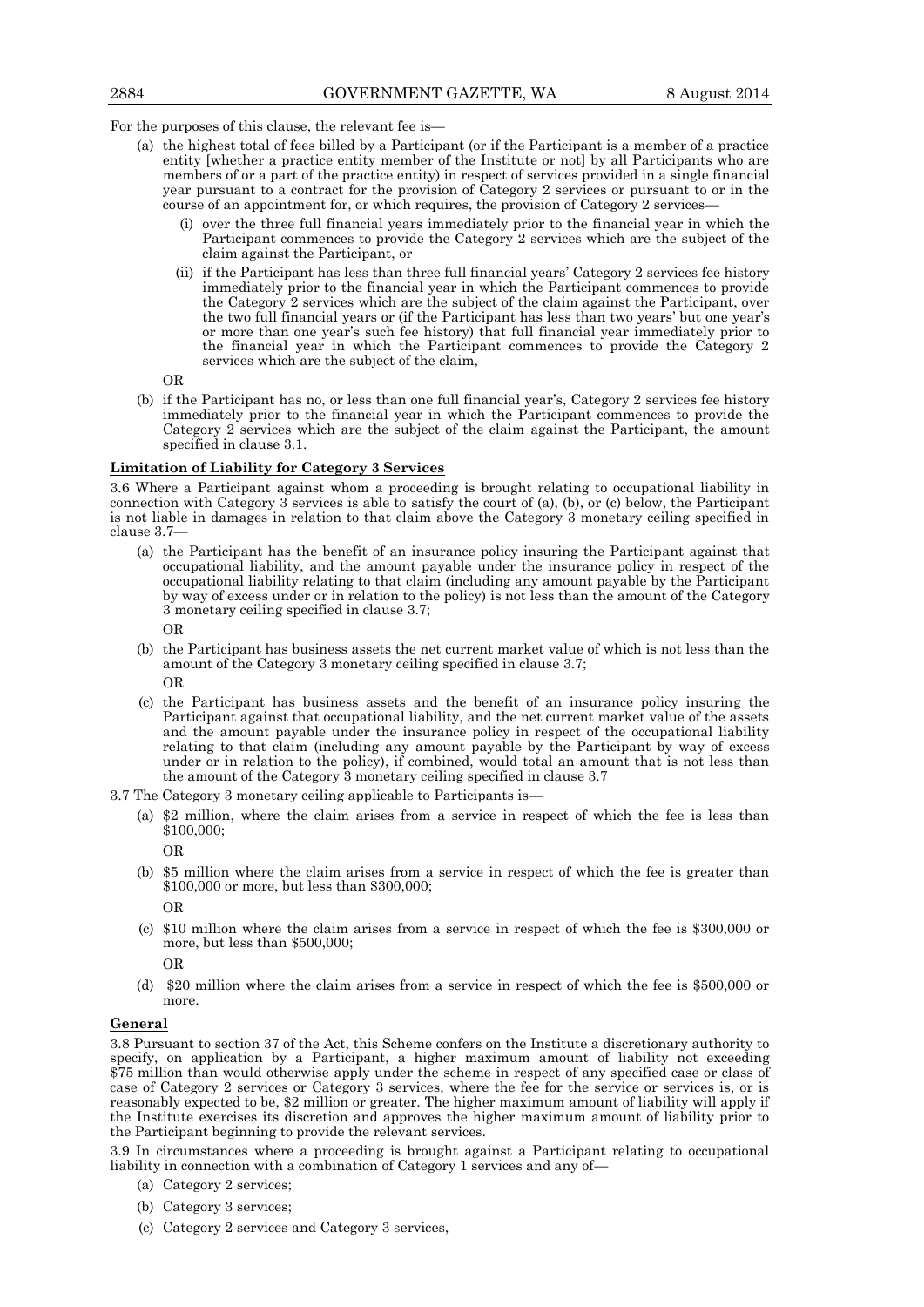For the purposes of this clause, the relevant fee is—

(a) the highest total of fees billed by a Participant (or if the Participant is a member of a practice entity [whether a practice entity member of the Institute or not] by all Participants who are members of or a part of the practice entity) in respect of services provided in a single financial year pursuant to a contract for the provision of Category 2 services or pursuant to or in the course of an appointment for, or which requires, the provision of Category 2 services—

   (i) over the three full financial years immediately prior to the financial year in which the Participant commences to provide the Category 2 services which are the subject of the claim against the Participant, or

   (ii) if the Participant has less than three full financial years' Category 2 services fee history immediately prior to the financial year in which the Participant commences to provide the Category 2 services which are the subject of the claim against the Participant, over the two full financial years or (if the Participant has less than two years' but one year's or more than one year's such fee history) that full financial year immediately prior to the financial year in which the Participant commences to provide the Category 2 services which are the subject of the claim,

OR

(b) if the Participant has no, or less than one full financial year's, Category 2 services fee history immediately prior to the financial year in which the Participant commences to provide the Category 2 services which are the subject of the claim against the Participant, the amount specified in clause 3.1.

**Limitation of Liability for Category 3 Services**

3.6 Where a Participant against whom a proceeding is brought relating to occupational liability in connection with Category 3 services is able to satisfy the court of (a), (b), or (c) below, the Participant is not liable in damages in relation to that claim above the Category 3 monetary ceiling specified in clause 3.7—

(a) the Participant has the benefit of an insurance policy insuring the Participant against that occupational liability, and the amount payable under the insurance policy in respect of the occupational liability relating to that claim (including any amount payable by the Participant by way of excess under or in relation to the policy) is not less than the amount of the Category 3 monetary ceiling specified in clause 3.7;

OR

(b) the Participant has business assets the net current market value of which is not less than the amount of the Category 3 monetary ceiling specified in clause 3.7;

OR

(c) the Participant has business assets and the benefit of an insurance policy insuring the Participant against that occupational liability, and the net current market value of the assets and the amount payable under the insurance policy in respect of the occupational liability relating to that claim (including any amount payable by the Participant by way of excess under or in relation to the policy), if combined, would total an amount that is not less than the amount of the Category 3 monetary ceiling specified in clause 3.7

3.7 The Category 3 monetary ceiling applicable to Participants is—

(a) $2 million, where the claim arises from a service in respect of which the fee is less than $100,000;

OR

(b) $5 million where the claim arises from a service in respect of which the fee is greater than $100,000 or more, but less than $300,000;

OR

(c) $10 million where the claim arises from a service in respect of which the fee is $300,000 or more, but less than $500,000;

OR

(d) $20 million where the claim arises from a service in respect of which the fee is $500,000 or more.

**General**

3.8 Pursuant to section 37 of the Act, this Scheme confers on the Institute a discretionary authority to specify, on application by a Participant, a higher maximum amount of liability not exceeding $75 million than would otherwise apply under the scheme in respect of any specified case or class of case of Category 2 services or Category 3 services, where the fee for the service or services is, or is reasonably expected to be, $2 million or greater. The higher maximum amount of liability will apply if the Institute exercises its discretion and approves the higher maximum amount of liability prior to the Participant beginning to provide the relevant services.

3.9 In circumstances where a proceeding is brought against a Participant relating to occupational liability in connection with a combination of Category 1 services and any of—

(a) Category 2 services;

(b) Category 3 services;

(c) Category 2 services and Category 3 services,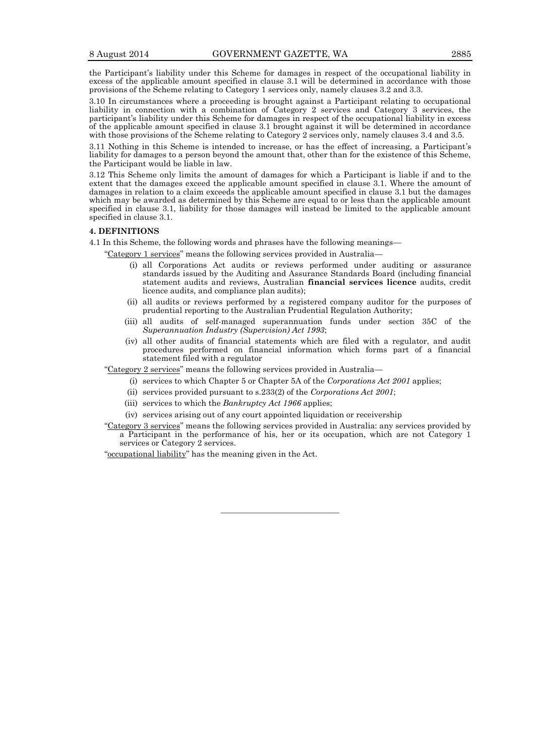the Participant's liability under this Scheme for damages in respect of the occupational liability in excess of the applicable amount specified in clause 3.1 will be determined in accordance with those provisions of the Scheme relating to Category 1 services only, namely clauses 3.2 and 3.3.

3.10 In circumstances where a proceeding is brought against a Participant relating to occupational liability in connection with a combination of Category 2 services and Category 3 services, the participant's liability under this Scheme for damages in respect of the occupational liability in excess of the applicable amount specified in clause 3.1 brought against it will be determined in accordance with those provisions of the Scheme relating to Category 2 services only, namely clauses 3.4 and 3.5.

3.11 Nothing in this Scheme is intended to increase, or has the effect of increasing, a Participant's liability for damages to a person beyond the amount that, other than for the existence of this Scheme, the Participant would be liable in law.

3.12 This Scheme only limits the amount of damages for which a Participant is liable if and to the extent that the damages exceed the applicable amount specified in clause 3.1. Where the amount of damages in relation to a claim exceeds the applicable amount specified in clause 3.1 but the damages which may be awarded as determined by this Scheme are equal to or less than the applicable amount specified in clause 3.1, liability for those damages will instead be limited to the applicable amount specified in clause 3.1.

**4. DEFINITIONS**

4.1 In this Scheme, the following words and phrases have the following meanings—

"Category 1 services" means the following services provided in Australia—

(i) all Corporations Act audits or reviews performed under auditing or assurance standards issued by the Auditing and Assurance Standards Board (including financial statement audits and reviews, Australian **financial services licence** audits, credit licence audits, and compliance plan audits);

(ii) all audits or reviews performed by a registered company auditor for the purposes of prudential reporting to the Australian Prudential Regulation Authority;

(iii) all audits of self-managed superannuation funds under section 35C of the *Superannuation Industry (Supervision) Act 1993*;

(iv) all other audits of financial statements which are filed with a regulator, and audit procedures performed on financial information which forms part of a financial statement filed with a regulator

"Category 2 services" means the following services provided in Australia—

(i) services to which Chapter 5 or Chapter 5A of the *Corporations Act 2001* applies;

(ii) services provided pursuant to s.233(2) of the *Corporations Act 2001*;

(iii) services to which the *Bankruptcy Act 1966* applies;

(iv) services arising out of any court appointed liquidation or receivership

"Category 3 services" means the following services provided in Australia: any services provided by a Participant in the performance of his, her or its occupation, which are not Category 1 services or Category 2 services.

"occupational liability" has the meaning given in the Act.

---